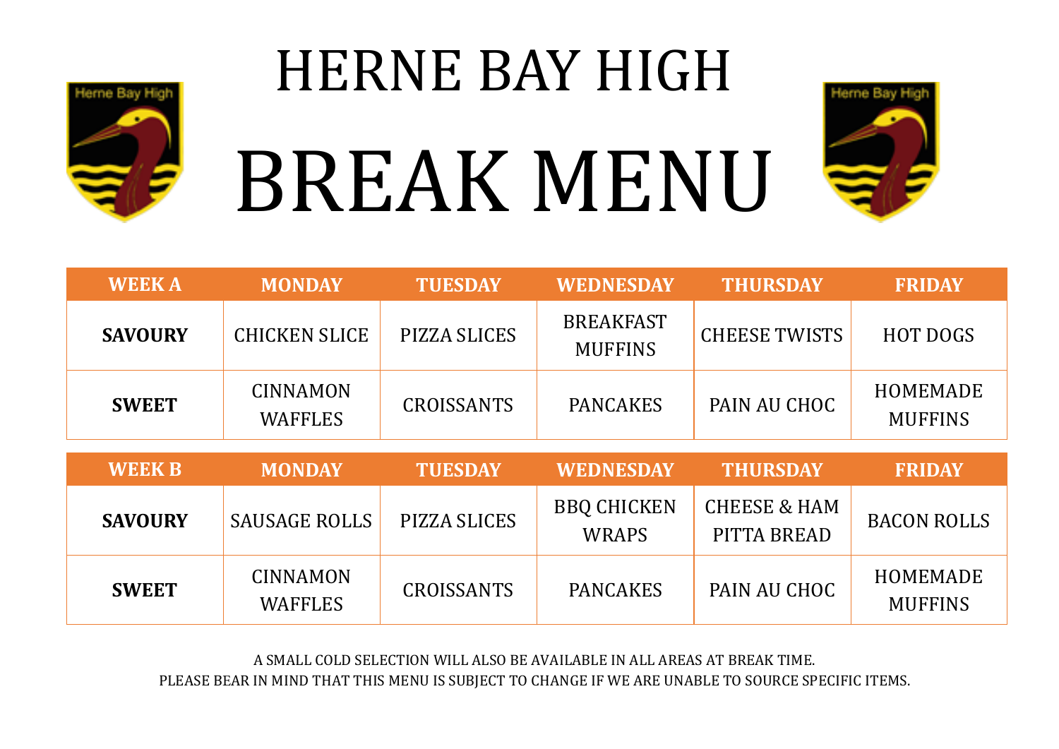# HERNE BAY HIGH

# BREAK MENU

| WEEK A | MONDAY | TUESDAY | WEDNESDAY | THURSDAY | FRIDAY |
|---|---|---|---|---|---|
| **SAVOURY** | CHICKEN SLICE | PIZZA SLICES | BREAKFAST MUFFINS | CHEESE TWISTS | HOT DOGS |
| **SWEET** | CINNAMON WAFFLES | CROISSANTS | PANCAKES | PAIN AU CHOC | HOMEMADE MUFFINS |

| WEEK B | MONDAY | TUESDAY | WEDNESDAY | THURSDAY | FRIDAY |
|---|---|---|---|---|---|
| **SAVOURY** | SAUSAGE ROLLS | PIZZA SLICES | BBQ CHICKEN WRAPS | CHEESE & HAM PITTA BREAD | BACON ROLLS |
| **SWEET** | CINNAMON WAFFLES | CROISSANTS | PANCAKES | PAIN AU CHOC | HOMEMADE MUFFINS |

A SMALL COLD SELECTION WILL ALSO BE AVAILABLE IN ALL AREAS AT BREAK TIME.
PLEASE BEAR IN MIND THAT THIS MENU IS SUBJECT TO CHANGE IF WE ARE UNABLE TO SOURCE SPECIFIC ITEMS.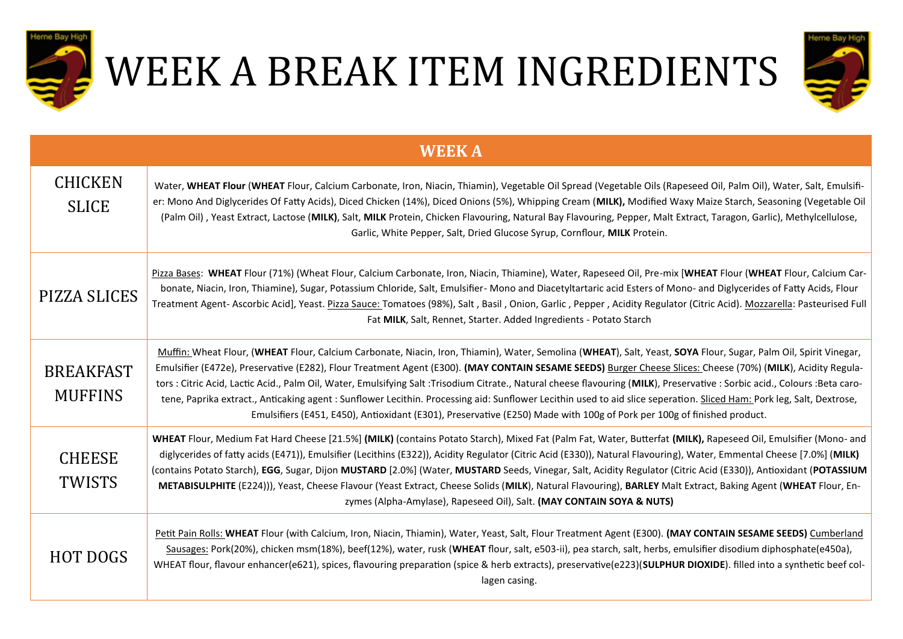# WEEK A BREAK ITEM INGREDIENTS

| WEEK A | |
|---|---|
| CHICKEN SLICE | Water, **WHEAT Flour** (**WHEAT** Flour, Calcium Carbonate, Iron, Niacin, Thiamin), Vegetable Oil Spread (Vegetable Oils (Rapeseed Oil, Palm Oil), Water, Salt, Emulsifier: Mono And Diglycerides Of Fatty Acids), Diced Chicken (14%), Diced Onions (5%), Whipping Cream (**MILK),** Modified Waxy Maize Starch, Seasoning (Vegetable Oil (Palm Oil) , Yeast Extract, Lactose (**MILK**), Salt, **MILK** Protein, Chicken Flavouring, Natural Bay Flavouring, Pepper, Malt Extract, Taragon, Garlic), Methylcellulose, Garlic, White Pepper, Salt, Dried Glucose Syrup, Cornflour, **MILK** Protein. |
| PIZZA SLICES | Pizza Bases: **WHEAT** Flour (71%) (Wheat Flour, Calcium Carbonate, Iron, Niacin, Thiamine), Water, Rapeseed Oil, Pre-mix [**WHEAT** Flour (**WHEAT** Flour, Calcium Carbonate, Niacin, Iron, Thiamine), Sugar, Potassium Chloride, Salt, Emulsifier- Mono and Diacetyltartaric acid Esters of Mono- and Diglycerides of Fatty Acids, Flour Treatment Agent- Ascorbic Acid], Yeast. Pizza Sauce: Tomatoes (98%), Salt , Basil , Onion, Garlic , Pepper , Acidity Regulator (Citric Acid). Mozzarella: Pasteurised Full Fat **MILK**, Salt, Rennet, Starter. Added Ingredients - Potato Starch |
| BREAKFAST MUFFINS | Muffin: Wheat Flour, (**WHEAT** Flour, Calcium Carbonate, Niacin, Iron, Thiamin), Water, Semolina (**WHEAT**), Salt, Yeast, **SOYA** Flour, Sugar, Palm Oil, Spirit Vinegar, Emulsifier (E472e), Preservative (E282), Flour Treatment Agent (E300). **(MAY CONTAIN SESAME SEEDS)** Burger Cheese Slices: Cheese (70%) (**MILK**), Acidity Regulators : Citric Acid, Lactic Acid., Palm Oil, Water, Emulsifying Salt :Trisodium Citrate., Natural cheese flavouring (**MILK**), Preservative : Sorbic acid., Colours :Beta carotene, Paprika extract., Anticaking agent : Sunflower Lecithin. Processing aid: Sunflower Lecithin used to aid slice seperation. Sliced Ham: Pork leg, Salt, Dextrose, Emulsifiers (E451, E450), Antioxidant (E301), Preservative (E250) Made with 100g of Pork per 100g of finished product. |
| CHEESE TWISTS | **WHEAT** Flour, Medium Fat Hard Cheese [21.5%] **(MILK)** (contains Potato Starch), Mixed Fat (Palm Fat, Water, Butterfat **(MILK),** Rapeseed Oil, Emulsifier (Mono- and diglycerides of fatty acids (E471)), Emulsifier (Lecithins (E322)), Acidity Regulator (Citric Acid (E330)), Natural Flavouring), Water, Emmental Cheese [7.0%] (**MILK**) (contains Potato Starch), **EGG**, Sugar, Dijon **MUSTARD** [2.0%] (Water, **MUSTARD** Seeds, Vinegar, Salt, Acidity Regulator (Citric Acid (E330)), Antioxidant (**POTASSIUM METABISULPHITE** (E224))), Yeast, Cheese Flavour (Yeast Extract, Cheese Solids (**MILK**), Natural Flavouring), **BARLEY** Malt Extract, Baking Agent (**WHEAT** Flour, Enzymes (Alpha-Amylase), Rapeseed Oil), Salt. **(MAY CONTAIN SOYA & NUTS)** |
| HOT DOGS | Petit Pain Rolls: **WHEAT** Flour (with Calcium, Iron, Niacin, Thiamin), Water, Yeast, Salt, Flour Treatment Agent (E300). **(MAY CONTAIN SESAME SEEDS)** Cumberland Sausages: Pork(20%), chicken msm(18%), beef(12%), water, rusk (**WHEAT** flour, salt, e503-ii), pea starch, salt, herbs, emulsifier disodium diphosphate(e450a), WHEAT flour, flavour enhancer(e621), spices, flavouring preparation (spice & herb extracts), preservative(e223)(**SULPHUR DIOXIDE**). filled into a synthetic beef collagen casing. |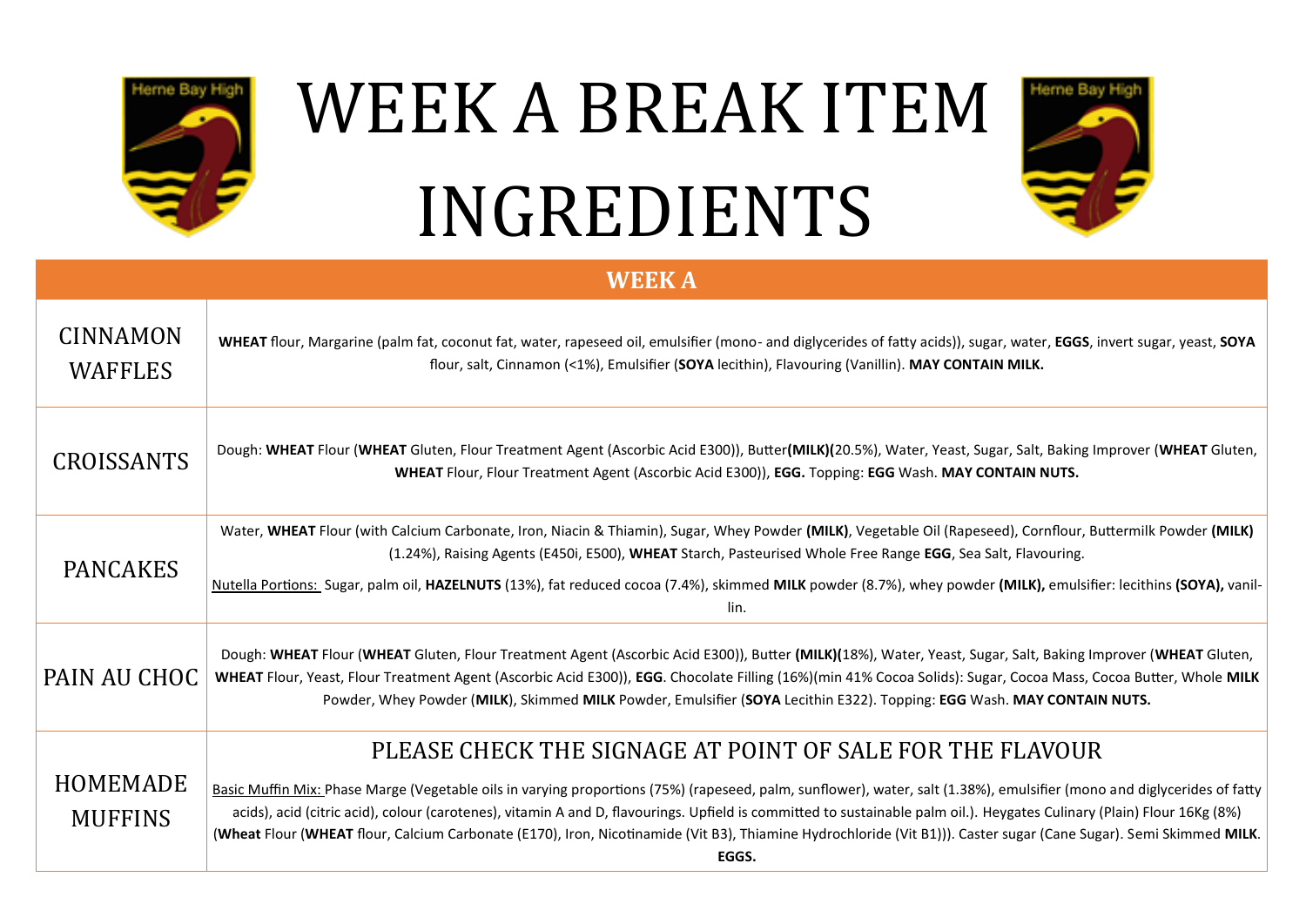# WEEK A BREAK ITEM INGREDIENTS

| WEEK A | |
|---|---|
| CINNAMON WAFFLES | **WHEAT** flour, Margarine (palm fat, coconut fat, water, rapeseed oil, emulsifier (mono- and diglycerides of fatty acids)), sugar, water, **EGGS**, invert sugar, yeast, **SOYA** flour, salt, Cinnamon (<1%), Emulsifier (**SOYA** lecithin), Flavouring (Vanillin). **MAY CONTAIN MILK.** |
| CROISSANTS | Dough: **WHEAT** Flour (**WHEAT** Gluten, Flour Treatment Agent (Ascorbic Acid E300)), Butter**(MILK)(**20.5%), Water, Yeast, Sugar, Salt, Baking Improver (**WHEAT** Gluten, **WHEAT** Flour, Flour Treatment Agent (Ascorbic Acid E300)), **EGG.** Topping: **EGG** Wash. **MAY CONTAIN NUTS.** |
| PANCAKES | Water, **WHEAT** Flour (with Calcium Carbonate, Iron, Niacin & Thiamin), Sugar, Whey Powder **(MILK)**, Vegetable Oil (Rapeseed), Cornflour, Buttermilk Powder **(MILK)** (1.24%), Raising Agents (E450i, E500), **WHEAT** Starch, Pasteurised Whole Free Range **EGG**, Sea Salt, Flavouring. <br> Nutella Portions: Sugar, palm oil, **HAZELNUTS** (13%), fat reduced cocoa (7.4%), skimmed **MILK** powder (8.7%), whey powder **(MILK),** emulsifier: lecithins **(SOYA),** vanillin. |
| PAIN AU CHOC | Dough: **WHEAT** Flour (**WHEAT** Gluten, Flour Treatment Agent (Ascorbic Acid E300)), Butter **(MILK)(**18%), Water, Yeast, Sugar, Salt, Baking Improver (**WHEAT** Gluten, **WHEAT** Flour, Yeast, Flour Treatment Agent (Ascorbic Acid E300)), **EGG**. Chocolate Filling (16%)(min 41% Cocoa Solids): Sugar, Cocoa Mass, Cocoa Butter, Whole **MILK** Powder, Whey Powder (**MILK**), Skimmed **MILK** Powder, Emulsifier (**SOYA** Lecithin E322). Topping: **EGG** Wash. **MAY CONTAIN NUTS.** |
| HOMEMADE MUFFINS | PLEASE CHECK THE SIGNAGE AT POINT OF SALE FOR THE FLAVOUR <br> Basic Muffin Mix: Phase Marge (Vegetable oils in varying proportions (75%) (rapeseed, palm, sunflower), water, salt (1.38%), emulsifier (mono and diglycerides of fatty acids), acid (citric acid), colour (carotenes), vitamin A and D, flavourings. Upfield is committed to sustainable palm oil.). Heygates Culinary (Plain) Flour 16Kg (8%) (**Wheat** Flour (**WHEAT** flour, Calcium Carbonate (E170), Iron, Nicotinamide (Vit B3), Thiamine Hydrochloride (Vit B1))). Caster sugar (Cane Sugar). Semi Skimmed **MILK**. **EGGS.** |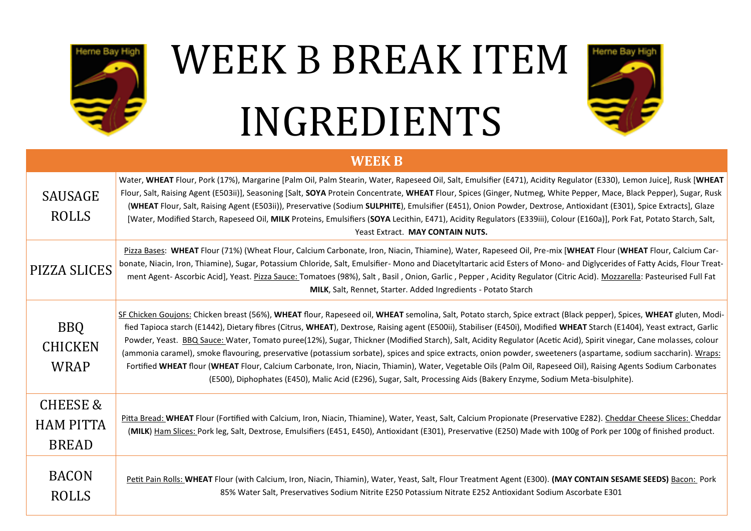# WEEK B BREAK ITEM INGREDIENTS

| WEEK B | |
|---|---|
| SAUSAGE ROLLS | Water, **WHEAT** Flour, Pork (17%), Margarine [Palm Oil, Palm Stearin, Water, Rapeseed Oil, Salt, Emulsifier (E471), Acidity Regulator (E330), Lemon Juice], Rusk [**WHEAT** Flour, Salt, Raising Agent (E503ii)], Seasoning [Salt, **SOYA** Protein Concentrate, **WHEAT** Flour, Spices (Ginger, Nutmeg, White Pepper, Mace, Black Pepper), Sugar, Rusk (**WHEAT** Flour, Salt, Raising Agent (E503ii)), Preservative (Sodium **SULPHITE**), Emulsifier (E451), Onion Powder, Dextrose, Antioxidant (E301), Spice Extracts], Glaze [Water, Modified Starch, Rapeseed Oil, **MILK** Proteins, Emulsifiers (**SOYA** Lecithin, E471), Acidity Regulators (E339iii), Colour (E160a)], Pork Fat, Potato Starch, Salt, Yeast Extract. **MAY CONTAIN NUTS.** |
| PIZZA SLICES | Pizza Bases: **WHEAT** Flour (71%) (Wheat Flour, Calcium Carbonate, Iron, Niacin, Thiamine), Water, Rapeseed Oil, Pre-mix [**WHEAT** Flour (**WHEAT** Flour, Calcium Carbonate, Niacin, Iron, Thiamine), Sugar, Potassium Chloride, Salt, Emulsifier- Mono and Diacetyltartaric acid Esters of Mono- and Diglycerides of Fatty Acids, Flour Treatment Agent- Ascorbic Acid], Yeast. Pizza Sauce: Tomatoes (98%), Salt , Basil , Onion, Garlic , Pepper , Acidity Regulator (Citric Acid). Mozzarella: Pasteurised Full Fat **MILK**, Salt, Rennet, Starter. Added Ingredients - Potato Starch |
| BBQ CHICKEN WRAP | SF Chicken Goujons: Chicken breast (56%), **WHEAT** flour, Rapeseed oil, **WHEAT** semolina, Salt, Potato starch, Spice extract (Black pepper), Spices, **WHEAT** gluten, Modified Tapioca starch (E1442), Dietary fibres (Citrus, **WHEAT**), Dextrose, Raising agent (E500ii), Stabiliser (E450i), Modified **WHEAT** Starch (E1404), Yeast extract, Garlic Powder, Yeast. BBQ Sauce: Water, Tomato puree(12%), Sugar, Thickner (Modified Starch), Salt, Acidity Regulator (Acetic Acid), Spirit vinegar, Cane molasses, colour (ammonia caramel), smoke flavouring, preservative (potassium sorbate), spices and spice extracts, onion powder, sweeteners (aspartame, sodium saccharin). Wraps: Fortified **WHEAT** flour (**WHEAT** Flour, Calcium Carbonate, Iron, Niacin, Thiamin), Water, Vegetable Oils (Palm Oil, Rapeseed Oil), Raising Agents Sodium Carbonates (E500), Diphophates (E450), Malic Acid (E296), Sugar, Salt, Processing Aids (Bakery Enzyme, Sodium Meta-bisulphite). |
| CHEESE & HAM PITTA BREAD | Pitta Bread: **WHEAT** Flour (Fortified with Calcium, Iron, Niacin, Thiamine), Water, Yeast, Salt, Calcium Propionate (Preservative E282). Cheddar Cheese Slices: Cheddar (**MILK**) Ham Slices: Pork leg, Salt, Dextrose, Emulsifiers (E451, E450), Antioxidant (E301), Preservative (E250) Made with 100g of Pork per 100g of finished product. |
| BACON ROLLS | Petit Pain Rolls: **WHEAT** Flour (with Calcium, Iron, Niacin, Thiamin), Water, Yeast, Salt, Flour Treatment Agent (E300). **(MAY CONTAIN SESAME SEEDS)** Bacon: Pork 85% Water Salt, Preservatives Sodium Nitrite E250 Potassium Nitrate E252 Antioxidant Sodium Ascorbate E301 |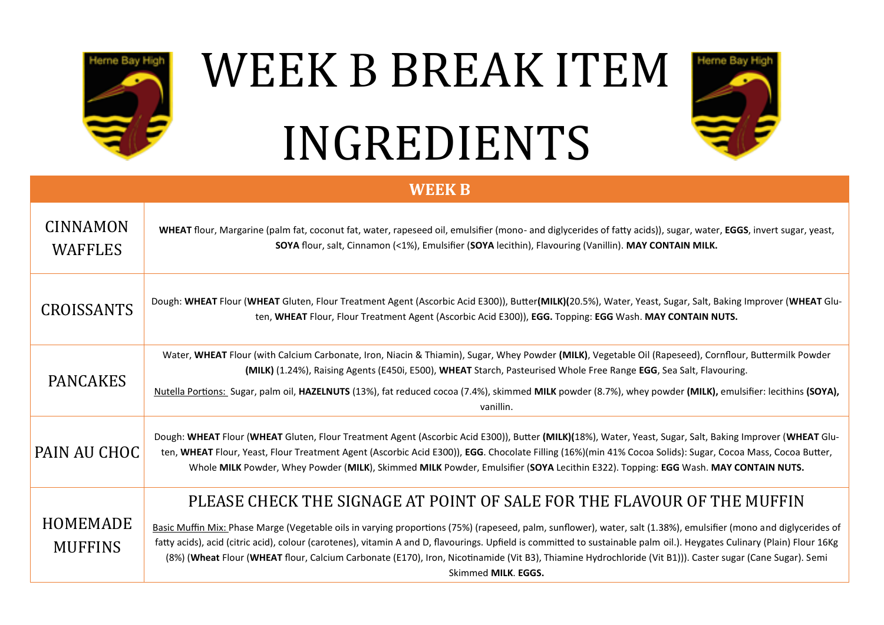# WEEK B BREAK ITEM INGREDIENTS

| WEEK B | |
|---|---|
| CINNAMON WAFFLES | **WHEAT** flour, Margarine (palm fat, coconut fat, water, rapeseed oil, emulsifier (mono- and diglycerides of fatty acids)), sugar, water, **EGGS**, invert sugar, yeast, **SOYA** flour, salt, Cinnamon (<1%), Emulsifier (**SOYA** lecithin), Flavouring (Vanillin). **MAY CONTAIN MILK.** |
| CROISSANTS | Dough: **WHEAT** Flour (**WHEAT** Gluten, Flour Treatment Agent (Ascorbic Acid E300)), Butter**(MILK)(**20.5%), Water, Yeast, Sugar, Salt, Baking Improver (**WHEAT** Gluten, **WHEAT** Flour, Flour Treatment Agent (Ascorbic Acid E300)), **EGG.** Topping: **EGG** Wash. **MAY CONTAIN NUTS.** |
| PANCAKES | Water, **WHEAT** Flour (with Calcium Carbonate, Iron, Niacin & Thiamin), Sugar, Whey Powder **(MILK)**, Vegetable Oil (Rapeseed), Cornflour, Buttermilk Powder **(MILK)** (1.24%), Raising Agents (E450i, E500), **WHEAT** Starch, Pasteurised Whole Free Range **EGG**, Sea Salt, Flavouring. <br> Nutella Portions: Sugar, palm oil, **HAZELNUTS** (13%), fat reduced cocoa (7.4%), skimmed **MILK** powder (8.7%), whey powder **(MILK),** emulsifier: lecithins **(SOYA),** vanillin. |
| PAIN AU CHOC | Dough: **WHEAT** Flour (**WHEAT** Gluten, Flour Treatment Agent (Ascorbic Acid E300)), Butter **(MILK)(**18%), Water, Yeast, Sugar, Salt, Baking Improver (**WHEAT** Gluten, **WHEAT** Flour, Yeast, Flour Treatment Agent (Ascorbic Acid E300)), **EGG**. Chocolate Filling (16%)(min 41% Cocoa Solids): Sugar, Cocoa Mass, Cocoa Butter, Whole **MILK** Powder, Whey Powder (**MILK**), Skimmed **MILK** Powder, Emulsifier (**SOYA** Lecithin E322). Topping: **EGG** Wash. **MAY CONTAIN NUTS.** |
| HOMEMADE MUFFINS | PLEASE CHECK THE SIGNAGE AT POINT OF SALE FOR THE FLAVOUR OF THE MUFFIN <br> Basic Muffin Mix: Phase Marge (Vegetable oils in varying proportions (75%) (rapeseed, palm, sunflower), water, salt (1.38%), emulsifier (mono and diglycerides of fatty acids), acid (citric acid), colour (carotenes), vitamin A and D, flavourings. Upfield is committed to sustainable palm oil.). Heygates Culinary (Plain) Flour 16Kg (8%) (**Wheat** Flour (**WHEAT** flour, Calcium Carbonate (E170), Iron, Nicotinamide (Vit B3), Thiamine Hydrochloride (Vit B1))). Caster sugar (Cane Sugar). Semi Skimmed **MILK**. **EGGS.** |